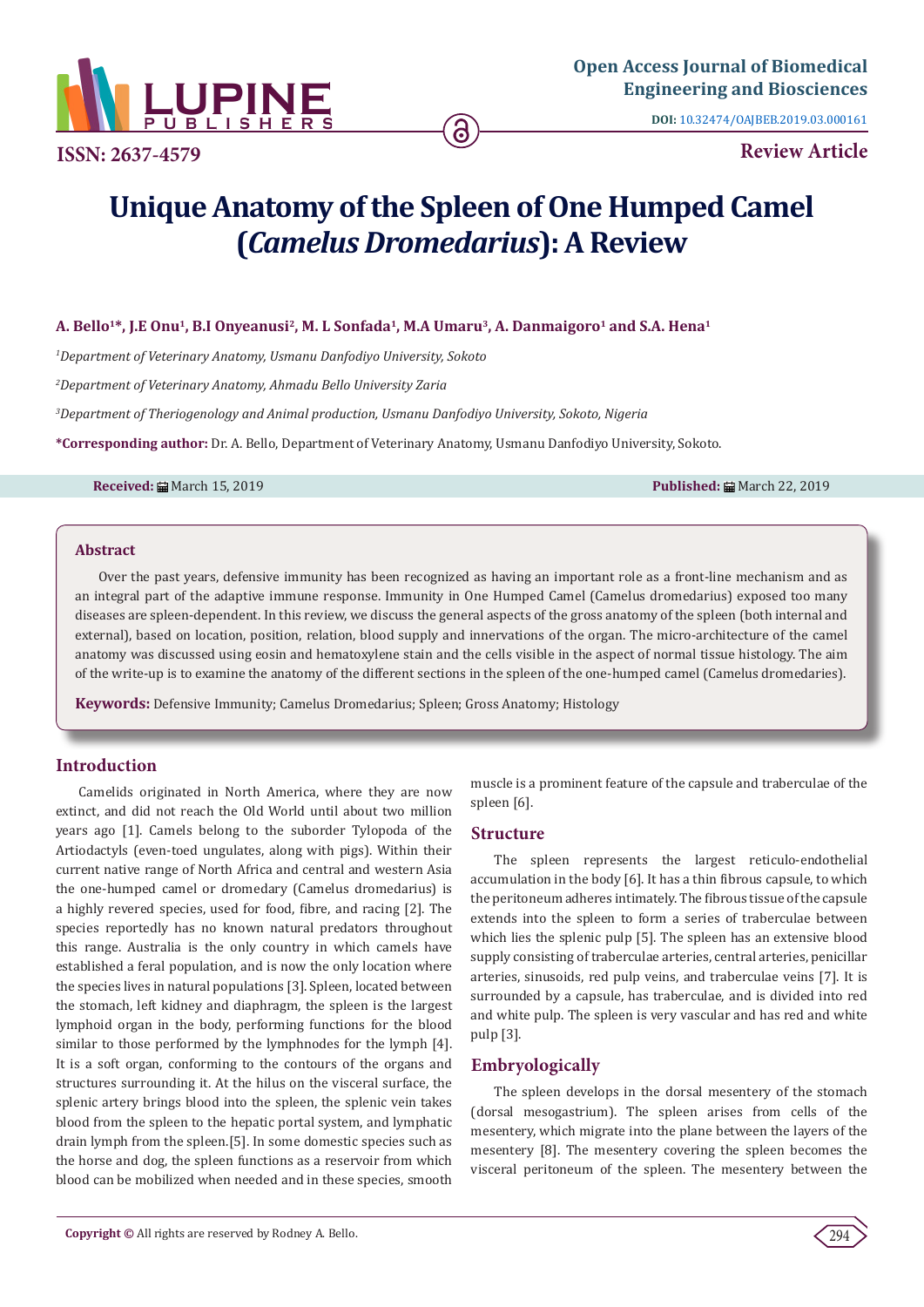Open Access Journal of Biomedical Engineering and Biosciences

DOI: 10.32474/OAJBEB.2019.03.000161

ISSN: 2637-4579

Review Article

# Unique Anatomy of the Spleen of One Humped Camel (*Camelus Dromedarius*): A Review

**A. Bello[1]*, J.E Onu[1], B.I Onyeanusi[2], M. L Sonfada[1], M.A Umaru[3], A. Danmaigoro[1] and S.A. Hena[1]**

[1]*Department of Veterinary Anatomy, Usmanu Danfodiyo University, Sokoto*

[2]*Department of Veterinary Anatomy, Ahmadu Bello University Zaria*

[3]*Department of Theriogenology and Animal production, Usmanu Danfodiyo University, Sokoto, Nigeria*

**\*Corresponding author:** Dr. A. Bello, Department of Veterinary Anatomy, Usmanu Danfodiyo University, Sokoto.

**Received:** March 15, 2019 **Published:** March 22, 2019

## Abstract

Over the past years, defensive immunity has been recognized as having an important role as a front-line mechanism and as an integral part of the adaptive immune response. Immunity in One Humped Camel (Camelus dromedarius) exposed too many diseases are spleen-dependent. In this review, we discuss the general aspects of the gross anatomy of the spleen (both internal and external), based on location, position, relation, blood supply and innervations of the organ. The micro-architecture of the camel anatomy was discussed using eosin and hematoxylene stain and the cells visible in the aspect of normal tissue histology. The aim of the write-up is to examine the anatomy of the different sections in the spleen of the one-humped camel (Camelus dromedaries).

**Keywords:** Defensive Immunity; Camelus Dromedarius; Spleen; Gross Anatomy; Histology

## Introduction

Camelids originated in North America, where they are now extinct, and did not reach the Old World until about two million years ago [1]. Camels belong to the suborder Tylopoda of the Artiodactyls (even-toed ungulates, along with pigs). Within their current native range of North Africa and central and western Asia the one-humped camel or dromedary (Camelus dromedarius) is a highly revered species, used for food, fibre, and racing [2]. The species reportedly has no known natural predators throughout this range. Australia is the only country in which camels have established a feral population, and is now the only location where the species lives in natural populations [3]. Spleen, located between the stomach, left kidney and diaphragm, the spleen is the largest lymphoid organ in the body, performing functions for the blood similar to those performed by the lymphnodes for the lymph [4]. It is a soft organ, conforming to the contours of the organs and structures surrounding it. At the hilus on the visceral surface, the splenic artery brings blood into the spleen, the splenic vein takes blood from the spleen to the hepatic portal system, and lymphatic drain lymph from the spleen.[5]. In some domestic species such as the horse and dog, the spleen functions as a reservoir from which blood can be mobilized when needed and in these species, smooth muscle is a prominent feature of the capsule and traberculae of the spleen [6].

## Structure

The spleen represents the largest reticulo-endothelial accumulation in the body [6]. It has a thin fibrous capsule, to which the peritoneum adheres intimately. The fibrous tissue of the capsule extends into the spleen to form a series of traberculae between which lies the splenic pulp [5]. The spleen has an extensive blood supply consisting of traberculae arteries, central arteries, penicillar arteries, sinusoids, red pulp veins, and traberculae veins [7]. It is surrounded by a capsule, has traberculae, and is divided into red and white pulp. The spleen is very vascular and has red and white pulp [3].

## Embryologically

The spleen develops in the dorsal mesentery of the stomach (dorsal mesogastrium). The spleen arises from cells of the mesentery, which migrate into the plane between the layers of the mesentery [8]. The mesentery covering the spleen becomes the visceral peritoneum of the spleen. The mesentery between the

**Copyright ©** All rights are reserved by Rodney A. Bello.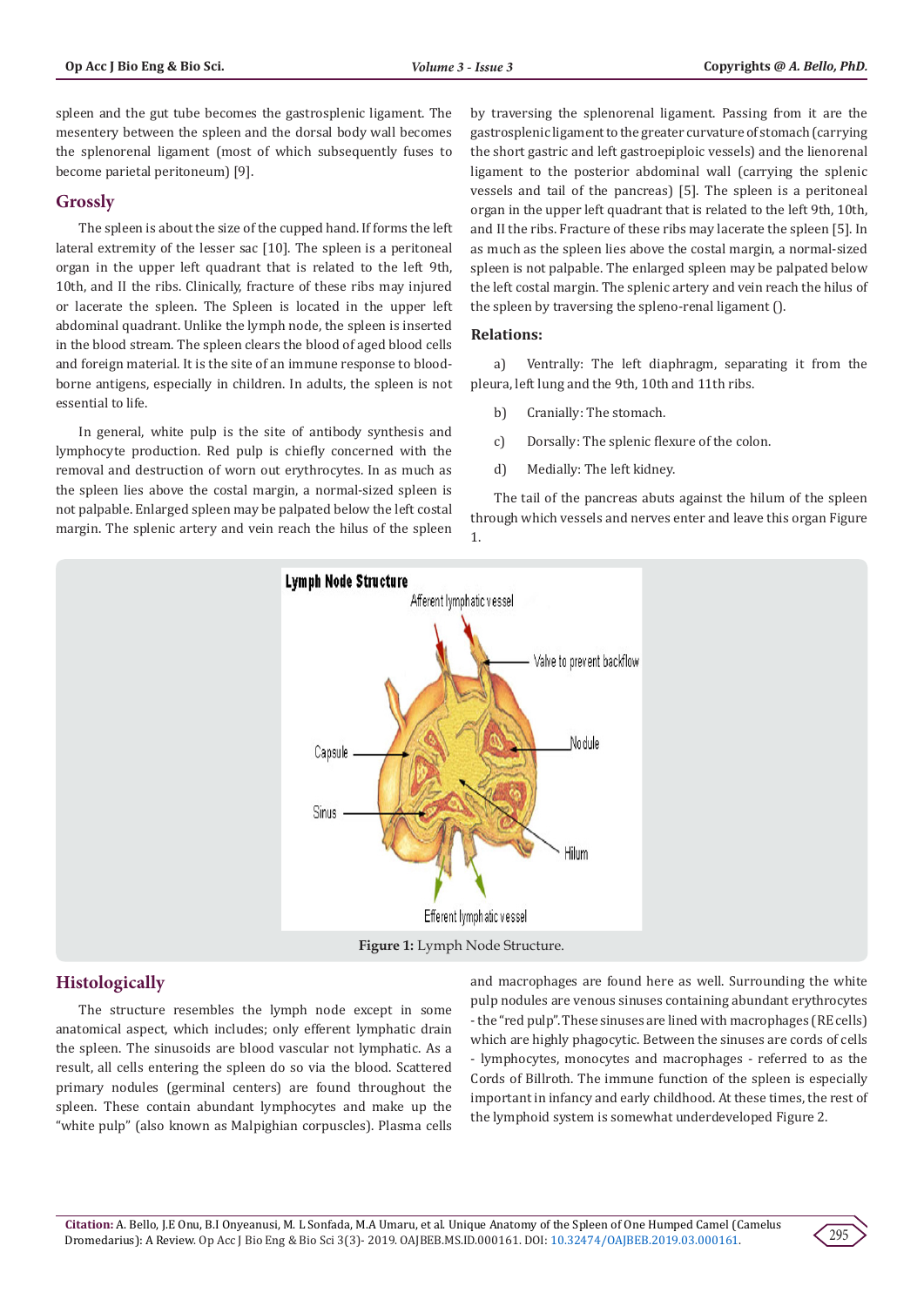spleen and the gut tube becomes the gastrosplenic ligament. The mesentery between the spleen and the dorsal body wall becomes the splenorenal ligament (most of which subsequently fuses to become parietal peritoneum) [9].

## Grossly

The spleen is about the size of the cupped hand. If forms the left lateral extremity of the lesser sac [10]. The spleen is a peritoneal organ in the upper left quadrant that is related to the left 9th, 10th, and II the ribs. Clinically, fracture of these ribs may injured or lacerate the spleen. The Spleen is located in the upper left abdominal quadrant. Unlike the lymph node, the spleen is inserted in the blood stream. The spleen clears the blood of aged blood cells and foreign material. It is the site of an immune response to blood-borne antigens, especially in children. In adults, the spleen is not essential to life.

In general, white pulp is the site of antibody synthesis and lymphocyte production. Red pulp is chiefly concerned with the removal and destruction of worn out erythrocytes. In as much as the spleen lies above the costal margin, a normal-sized spleen is not palpable. Enlarged spleen may be palpated below the left costal margin. The splenic artery and vein reach the hilus of the spleen by traversing the splenorenal ligament. Passing from it are the gastrosplenic ligament to the greater curvature of stomach (carrying the short gastric and left gastroepiploic vessels) and the lienorenal ligament to the posterior abdominal wall (carrying the splenic vessels and tail of the pancreas) [5]. The spleen is a peritoneal organ in the upper left quadrant that is related to the left 9th, 10th, and II the ribs. Fracture of these ribs may lacerate the spleen [5]. In as much as the spleen lies above the costal margin, a normal-sized spleen is not palpable. The enlarged spleen may be palpated below the left costal margin. The splenic artery and vein reach the hilus of the spleen by traversing the spleno-renal ligament ().

### Relations:

a) Ventrally: The left diaphragm, separating it from the pleura, left lung and the 9th, 10th and 11th ribs.

b) Cranially: The stomach.

c) Dorsally: The splenic flexure of the colon.

d) Medially: The left kidney.

The tail of the pancreas abuts against the hilum of the spleen through which vessels and nerves enter and leave this organ Figure 1.

**Figure 1:** Lymph Node Structure.

## Histologically

The structure resembles the lymph node except in some anatomical aspect, which includes; only efferent lymphatic drain the spleen. The sinusoids are blood vascular not lymphatic. As a result, all cells entering the spleen do so via the blood. Scattered primary nodules (germinal centers) are found throughout the spleen. These contain abundant lymphocytes and make up the "white pulp" (also known as Malpighian corpuscles). Plasma cells and macrophages are found here as well. Surrounding the white pulp nodules are venous sinuses containing abundant erythrocytes - the "red pulp". These sinuses are lined with macrophages (RE cells) which are highly phagocytic. Between the sinuses are cords of cells - lymphocytes, monocytes and macrophages - referred to as the Cords of Billroth. The immune function of the spleen is especially important in infancy and early childhood. At these times, the rest of the lymphoid system is somewhat underdeveloped Figure 2.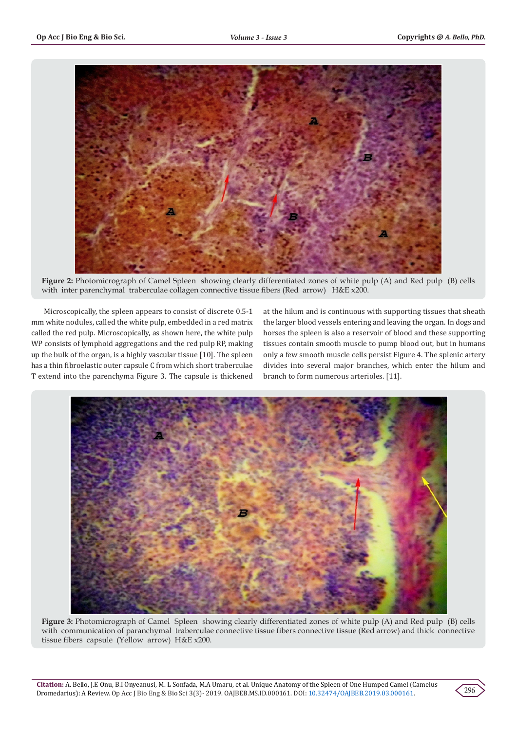Figure 2: Photomicrograph of Camel Spleen showing clearly differentiated zones of white pulp (A) and Red pulp (B) cells with inter parenchymal traberculae collagen connective tissue fibers (Red arrow) H&E x200.

Microscopically, the spleen appears to consist of discrete 0.5-1 mm white nodules, called the white pulp, embedded in a red matrix called the red pulp. Microscopically, as shown here, the white pulp WP consists of lymphoid aggregations and the red pulp RP, making up the bulk of the organ, is a highly vascular tissue [10]. The spleen has a thin fibroelastic outer capsule C from which short traberculae T extend into the parenchyma Figure 3. The capsule is thickened at the hilum and is continuous with supporting tissues that sheath the larger blood vessels entering and leaving the organ. In dogs and horses the spleen is also a reservoir of blood and these supporting tissues contain smooth muscle to pump blood out, but in humans only a few smooth muscle cells persist Figure 4. The splenic artery divides into several major branches, which enter the hilum and branch to form numerous arterioles. [11].

Figure 3: Photomicrograph of Camel Spleen showing clearly differentiated zones of white pulp (A) and Red pulp (B) cells with communication of paranchymal traberculae connective tissue fibers connective tissue (Red arrow) and thick connective tissue fibers capsule (Yellow arrow) H&E x200.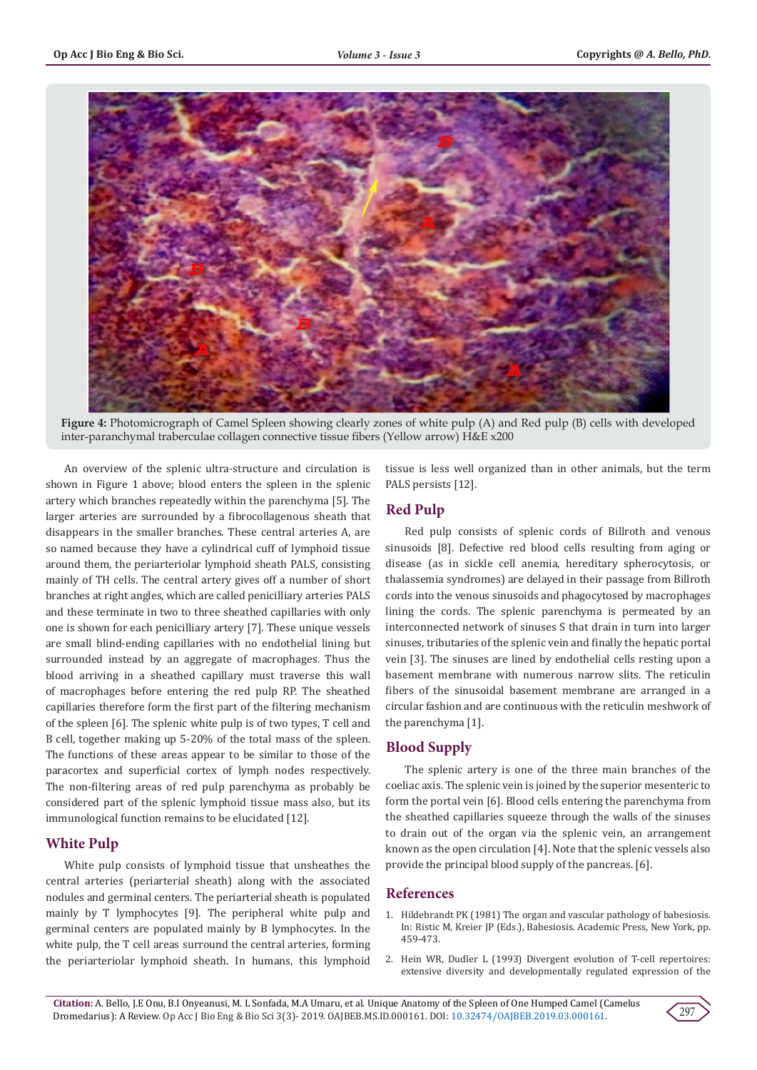**Figure 4:** Photomicrograph of Camel Spleen showing clearly zones of white pulp (A) and Red pulp (B) cells with developed inter-paranchymal traberculae collagen connective tissue fibers (Yellow arrow) H&E x200

An overview of the splenic ultra-structure and circulation is shown in Figure 1 above; blood enters the spleen in the splenic artery which branches repeatedly within the parenchyma [5]. The larger arteries are surrounded by a fibrocollagenous sheath that disappears in the smaller branches. These central arteries A, are so named because they have a cylindrical cuff of lymphoid tissue around them, the periarteriolar lymphoid sheath PALS, consisting mainly of TH cells. The central artery gives off a number of short branches at right angles, which are called penicilliary arteries PALS and these terminate in two to three sheathed capillaries with only one is shown for each penicilliary artery [7]. These unique vessels are small blind-ending capillaries with no endothelial lining but surrounded instead by an aggregate of macrophages. Thus the blood arriving in a sheathed capillary must traverse this wall of macrophages before entering the red pulp RP. The sheathed capillaries therefore form the first part of the filtering mechanism of the spleen [6]. The splenic white pulp is of two types, T cell and B cell, together making up 5-20% of the total mass of the spleen. The functions of these areas appear to be similar to those of the paracortex and superficial cortex of lymph nodes respectively. The non-filtering areas of red pulp parenchyma as probably be considered part of the splenic lymphoid tissue mass also, but its immunological function remains to be elucidated [12].

## White Pulp

White pulp consists of lymphoid tissue that unsheathes the central arteries (periarterial sheath) along with the associated nodules and germinal centers. The periarterial sheath is populated mainly by T lymphocytes [9]. The peripheral white pulp and germinal centers are populated mainly by B lymphocytes. In the white pulp, the T cell areas surround the central arteries, forming the periarteriolar lymphoid sheath. In humans, this lymphoid tissue is less well organized than in other animals, but the term PALS persists [12].

## Red Pulp

Red pulp consists of splenic cords of Billroth and venous sinusoids [8]. Defective red blood cells resulting from aging or disease (as in sickle cell anemia, hereditary spherocytosis, or thalassemia syndromes) are delayed in their passage from Billroth cords into the venous sinusoids and phagocytosed by macrophages lining the cords. The splenic parenchyma is permeated by an interconnected network of sinuses S that drain in turn into larger sinuses, tributaries of the splenic vein and finally the hepatic portal vein [3]. The sinuses are lined by endothelial cells resting upon a basement membrane with numerous narrow slits. The reticulin fibers of the sinusoidal basement membrane are arranged in a circular fashion and are continuous with the reticulin meshwork of the parenchyma [1].

## Blood Supply

The splenic artery is one of the three main branches of the coeliac axis. The splenic vein is joined by the superior mesenteric to form the portal vein [6]. Blood cells entering the parenchyma from the sheathed capillaries squeeze through the walls of the sinuses to drain out of the organ via the splenic vein, an arrangement known as the open circulation [4]. Note that the splenic vessels also provide the principal blood supply of the pancreas. [6].

## References

1. Hildebrandt PK (1981) The organ and vascular pathology of babesiosis. In: Ristic M, Kreier JP (Eds.), Babesiosis. Academic Press, New York, pp. 459-473.
2. Hein WR, Dudler L (1993) Divergent evolution of T-cell repertoires: extensive diversity and developmentally regulated expression of the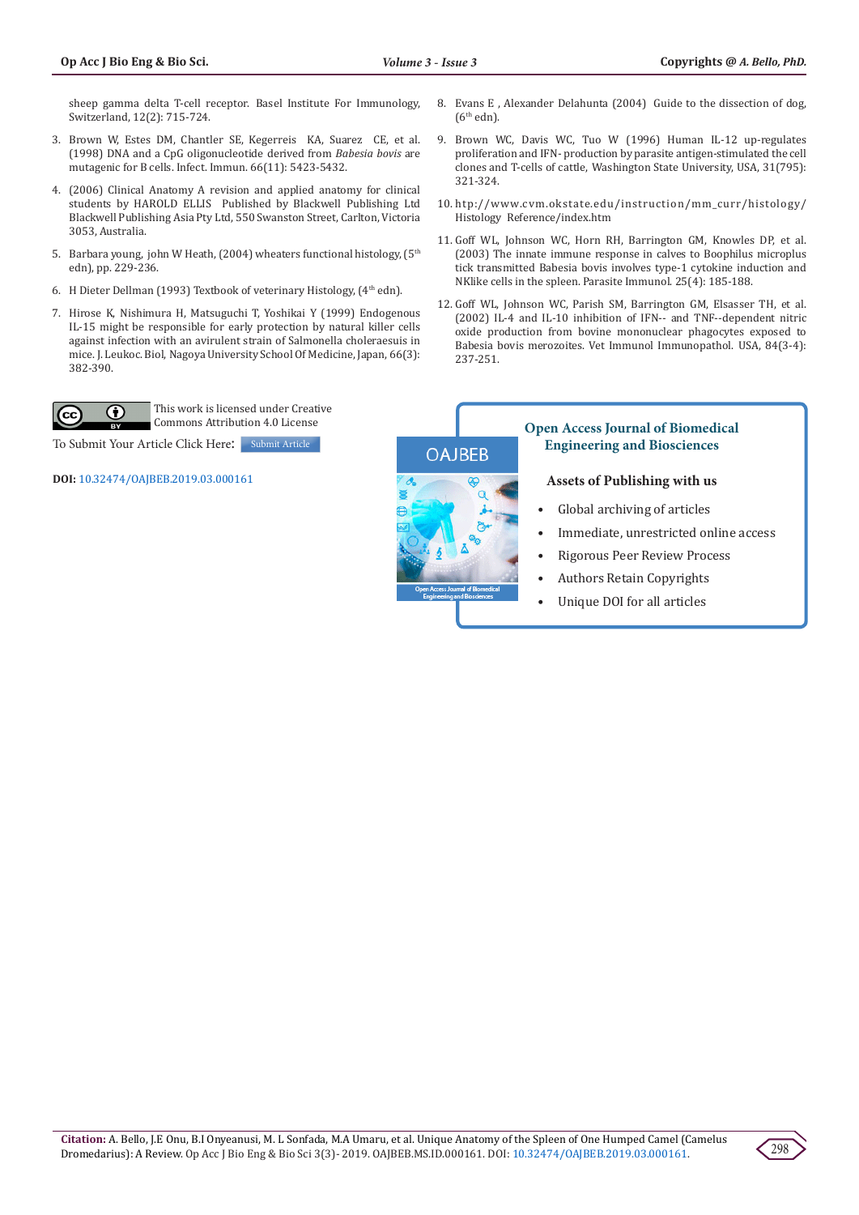sheep gamma delta T-cell receptor. Basel Institute For Immunology, Switzerland, 12(2): 715-724.

3. Brown W, Estes DM, Chantler SE, Kegerreis KA, Suarez CE, et al. (1998) DNA and a CpG oligonucleotide derived from *Babesia bovis* are mutagenic for B cells. Infect. Immun. 66(11): 5423-5432.
4. (2006) Clinical Anatomy A revision and applied anatomy for clinical students by HAROLD ELLIS Published by Blackwell Publishing Ltd Blackwell Publishing Asia Pty Ltd, 550 Swanston Street, Carlton, Victoria 3053, Australia.
5. Barbara young, john W Heath, (2004) wheaters functional histology, (5th edn), pp. 229-236.
6. H Dieter Dellman (1993) Textbook of veterinary Histology, (4th edn).
7. Hirose K, Nishimura H, Matsuguchi T, Yoshikai Y (1999) Endogenous IL-15 might be responsible for early protection by natural killer cells against infection with an avirulent strain of Salmonella choleraesuis in mice. J. Leukoc. Biol, Nagoya University School Of Medicine, Japan, 66(3): 382-390.
8. Evans E , Alexander Delahunta (2004) Guide to the dissection of dog, (6th edn).
9. Brown WC, Davis WC, Tuo W (1996) Human IL-12 up-regulates proliferation and IFN- production by parasite antigen-stimulated the cell clones and T-cells of cattle, Washington State University, USA, 31(795): 321-324.
10. http://www.cvm.okstate.edu/instruction/mm_curr/histology/Histology Reference/index.htm
11. Goff WL, Johnson WC, Horn RH, Barrington GM, Knowles DP, et al. (2003) The innate immune response in calves to Boophilus microplus tick transmitted Babesia bovis involves type-1 cytokine induction and NKlike cells in the spleen. Parasite Immunol. 25(4): 185-188.
12. Goff WL, Johnson WC, Parish SM, Barrington GM, Elsasser TH, et al. (2002) IL-4 and IL-10 inhibition of IFN-- and TNF--dependent nitric oxide production from bovine mononuclear phagocytes exposed to Babesia bovis merozoites. Vet Immunol Immunopathol. USA, 84(3-4): 237-251.

This work is licensed under Creative Commons Attribution 4.0 License

To Submit Your Article Click Here: Submit Article

**DOI:** 10.32474/OAJBEB.2019.03.000161

**Open Access Journal of Biomedical Engineering and Biosciences**

**Assets of Publishing with us**

- Global archiving of articles
- Immediate, unrestricted online access
- Rigorous Peer Review Process
- Authors Retain Copyrights
- Unique DOI for all articles

**Citation:** A. Bello, J.E Onu, B.I Onyeanusi, M. L Sonfada, M.A Umaru, et al. Unique Anatomy of the Spleen of One Humped Camel (Camelus Dromedarius): A Review. Op Acc J Bio Eng & Bio Sci 3(3)- 2019. OAJBEB.MS.ID.000161. DOI: 10.32474/OAJBEB.2019.03.000161.